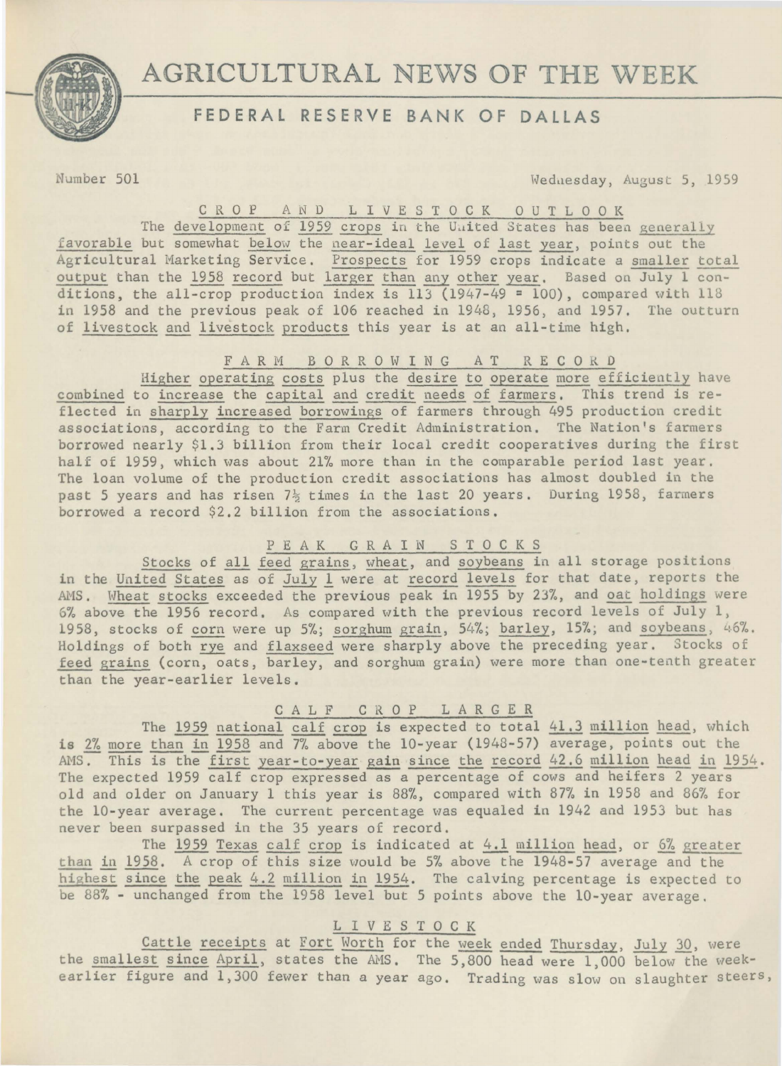# AGRICULTURAL NEWS OF THE WEEK

## FEDERAL RESERVE BANK OF DALLAS

Number 501

Wednesday, August 5, 1959

### CROP AND LIVESTOCK OUTLOOK

The development of 1959 crops in the United States has been generally favorable but somewhat below the near-ideal level of last year, points out the Agricultural Marketing Service. Prospects for 1959 crops indicate a smaller total output than the 1958 record but larger than any other year. Based on July 1 conditions, the all-crop production index is 113 (1947-49 = 100), compared with 118 in 1958 and the previous peak of 106 reached in 1948, 1956, and 1957. The outturn of livestock and livestock products this year is at an all-time high.

### FARM BORROWING AT RECORD

Higher operating costs plus the desire to operate more efficiently have combined to increase the capital and credit needs of farmers. This trend is reflected in sharply increased borrowings of farmers through 495 production credit associations, according to the Farm Credit Administration. The Nation's farmers borrowed nearly $1.3 billion from their local credit cooperatives during the first half of 1959, which was about 21% more than in the comparable period last year. The loan volume of the production credit associations has almost doubled in the past 5 years and has risen 7½ times in the last 20 years. During 1958, farmers borrowed a record $2.2 billion from the associations.

### PEAK GRAIN STOCKS

Stocks of all feed grains, wheat, and soybeans in all storage positions in the United States as of July 1 were at record levels for that date, reports the AMS. Wheat stocks exceeded the previous peak in 1955 by 23%, and oat holdings were 6% above the 1956 record. As compared with the previous record levels of July 1, 1958, stocks of corn were up 5%; sorghum grain, 54%; barley, 15%; and soybeans, 46%. Holdings of both rye and flaxseed were sharply above the preceding year. Stocks of feed grains (corn, oats, barley, and sorghum grain) were more than one-tenth greater than the year-earlier levels.

### CALF CROP LARGER

The 1959 national calf crop is expected to total 41.3 million head, which is 2% more than in 1958 and 7% above the 10-year (1948-57) average, points out the AMS. This is the first year-to-year gain since the record 42.6 million head in 1954. The expected 1959 calf crop expressed as a percentage of cows and heifers 2 years old and older on January 1 this year is 88%, compared with 87% in 1958 and 86% for the 10-year average. The current percentage was equaled in 1942 and 1953 but has never been surpassed in the 35 years of record.

The 1959 Texas calf crop is indicated at 4.1 million head, or 6% greater than in 1958. A crop of this size would be 5% above the 1948-57 average and the highest since the peak 4.2 million in 1954. The calving percentage is expected to be 88% - unchanged from the 1958 level but 5 points above the 10-year average.

### LIVESTOCK

Cattle receipts at Fort Worth for the week ended Thursday, July 30, were the smallest since April, states the AMS. The 5,800 head were 1,000 below the week-earlier figure and 1,300 fewer than a year ago. Trading was slow on slaughter steers,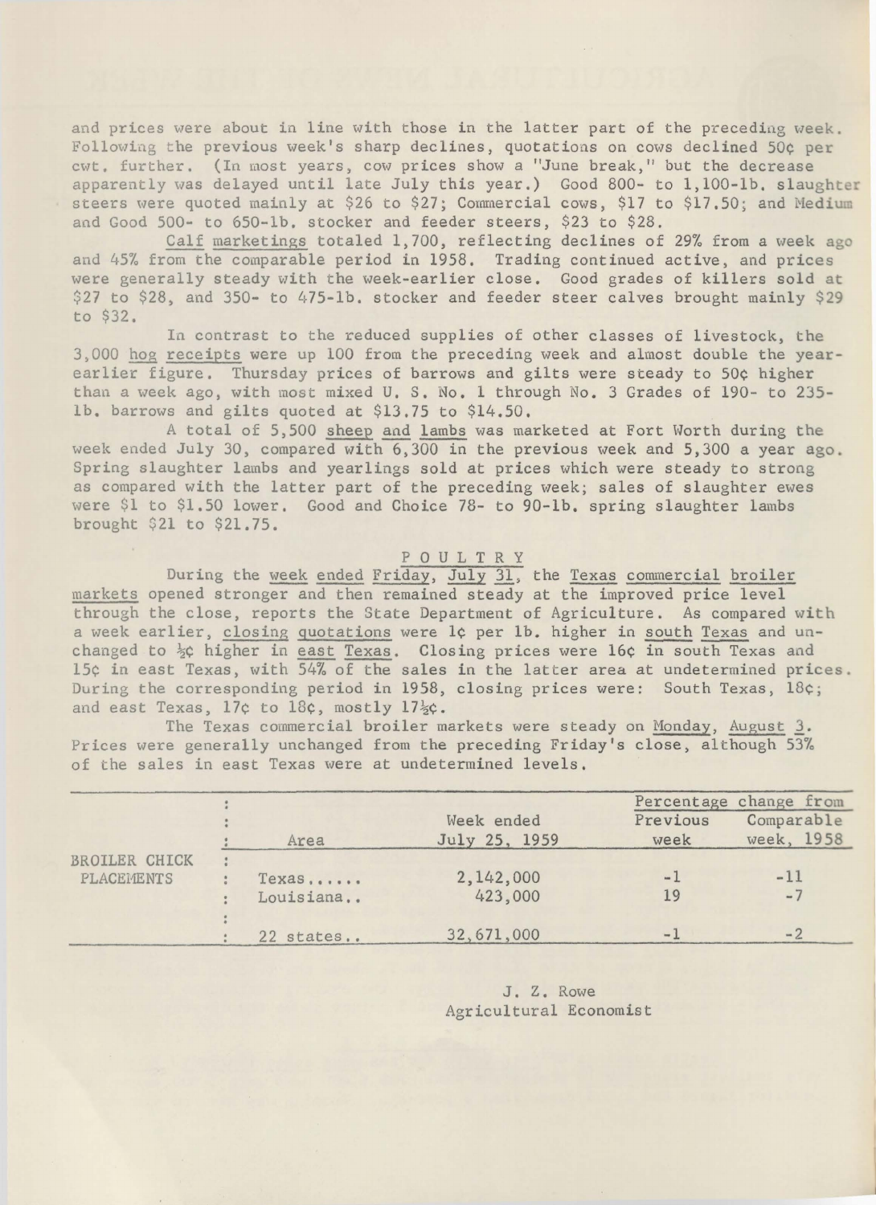and prices were about in line with those in the latter part of the preceding week. Following the previous week's sharp declines, quotations on cows declined 50¢ per cwt. further. (In most years, cow prices show a "June break," but the decrease apparently was delayed until late July this year.) Good 800- to 1,100-lb. slaughter steers were quoted mainly at $26 to $27; Commercial cows, $17 to $17.50; and Medium and Good 500- to 650-lb. stocker and feeder steers, $23 to $28.

Calf marketings totaled 1,700, reflecting declines of 29% from a week ago and 45% from the comparable period in 1958. Trading continued active, and prices were generally steady with the week-earlier close. Good grades of killers sold at $27 to $28, and 350- to 475-lb. stocker and feeder steer calves brought mainly $29 to $32.

In contrast to the reduced supplies of other classes of livestock, the 3,000 hog receipts were up 100 from the preceding week and almost double the year-earlier figure. Thursday prices of barrows and gilts were steady to 50¢ higher than a week ago, with most mixed U. S. No. 1 through No. 3 Grades of 190- to 235-lb. barrows and gilts quoted at $13.75 to $14.50.

A total of 5,500 sheep and lambs was marketed at Fort Worth during the week ended July 30, compared with 6,300 in the previous week and 5,300 a year ago. Spring slaughter lambs and yearlings sold at prices which were steady to strong as compared with the latter part of the preceding week; sales of slaughter ewes were $1 to $1.50 lower. Good and Choice 78- to 90-lb. spring slaughter lambs brought $21 to $21.75.

## POULTRY

During the week ended Friday, July 31, the Texas commercial broiler markets opened stronger and then remained steady at the improved price level through the close, reports the State Department of Agriculture. As compared with a week earlier, closing quotations were 1¢ per lb. higher in south Texas and unchanged to ½¢ higher in east Texas. Closing prices were 16¢ in south Texas and 15¢ in east Texas, with 54% of the sales in the latter area at undetermined prices. During the corresponding period in 1958, closing prices were: South Texas, 18¢; and east Texas, 17¢ to 18¢, mostly 17½¢.

The Texas commercial broiler markets were steady on Monday, August 3. Prices were generally unchanged from the preceding Friday's close, although 53% of the sales in east Texas were at undetermined levels.

| | | | Percentage change from | |
|---|---|---|---|---|
| | Area | Week ended July 25, 1959 | Previous week | Comparable week, 1958 |
| BROILER CHICK PLACEMENTS | Texas...... | 2,142,000 | -1 | -11 |
| | Louisiana.. | 423,000 | 19 | -7 |
| | 22 states.. | 32,671,000 | -1 | -2 |

J. Z. Rowe
Agricultural Economist